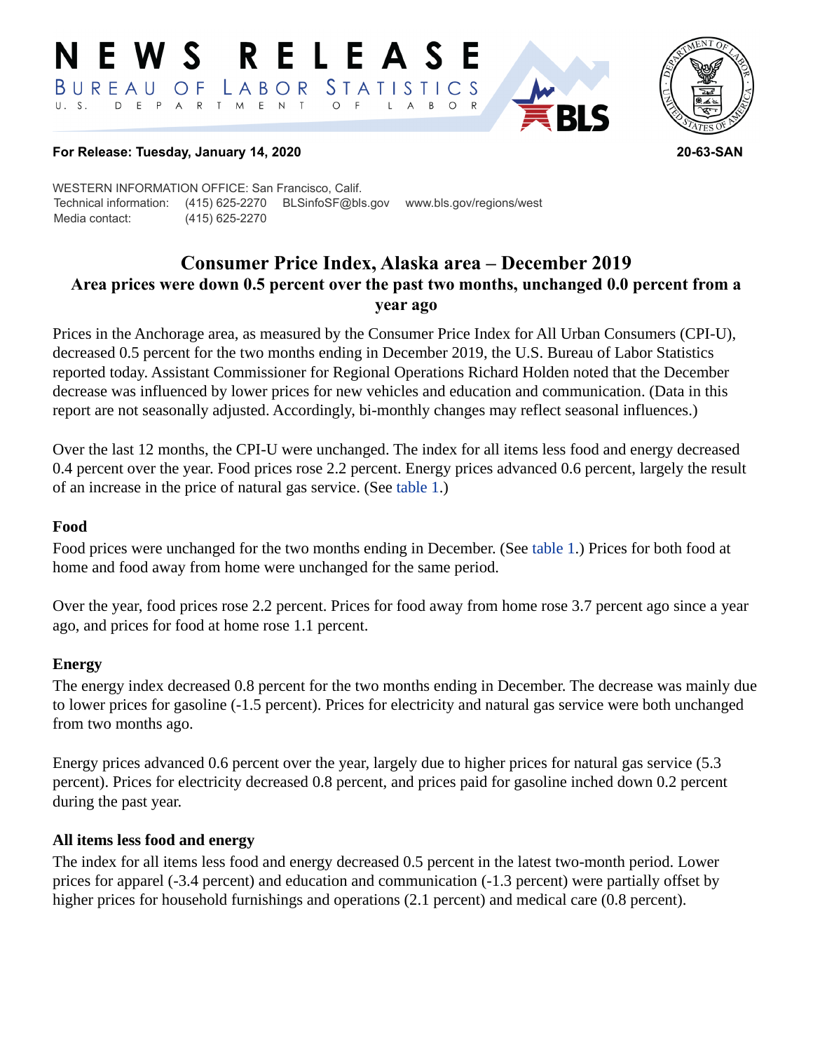# NEWS RELEASE

BUREAU OF LABOR STATISTICS
U. S. DEPARTMENT OF LABOR

**For Release: Tuesday, January 14, 2020** **20-63-SAN**

WESTERN INFORMATION OFFICE: San Francisco, Calif.
Technical information: (415) 625-2270 BLSinfoSF@bls.gov www.bls.gov/regions/west
Media contact: (415) 625-2270

## Consumer Price Index, Alaska area – December 2019

### Area prices were down 0.5 percent over the past two months, unchanged 0.0 percent from a year ago

Prices in the Anchorage area, as measured by the Consumer Price Index for All Urban Consumers (CPI-U), decreased 0.5 percent for the two months ending in December 2019, the U.S. Bureau of Labor Statistics reported today. Assistant Commissioner for Regional Operations Richard Holden noted that the December decrease was influenced by lower prices for new vehicles and education and communication. (Data in this report are not seasonally adjusted. Accordingly, bi-monthly changes may reflect seasonal influences.)

Over the last 12 months, the CPI-U were unchanged. The index for all items less food and energy decreased 0.4 percent over the year. Food prices rose 2.2 percent. Energy prices advanced 0.6 percent, largely the result of an increase in the price of natural gas service. (See table 1.)

#### Food

Food prices were unchanged for the two months ending in December. (See table 1.) Prices for both food at home and food away from home were unchanged for the same period.

Over the year, food prices rose 2.2 percent. Prices for food away from home rose 3.7 percent ago since a year ago, and prices for food at home rose 1.1 percent.

#### Energy

The energy index decreased 0.8 percent for the two months ending in December. The decrease was mainly due to lower prices for gasoline (-1.5 percent). Prices for electricity and natural gas service were both unchanged from two months ago.

Energy prices advanced 0.6 percent over the year, largely due to higher prices for natural gas service (5.3 percent). Prices for electricity decreased 0.8 percent, and prices paid for gasoline inched down 0.2 percent during the past year.

#### All items less food and energy

The index for all items less food and energy decreased 0.5 percent in the latest two-month period. Lower prices for apparel (-3.4 percent) and education and communication (-1.3 percent) were partially offset by higher prices for household furnishings and operations (2.1 percent) and medical care (0.8 percent).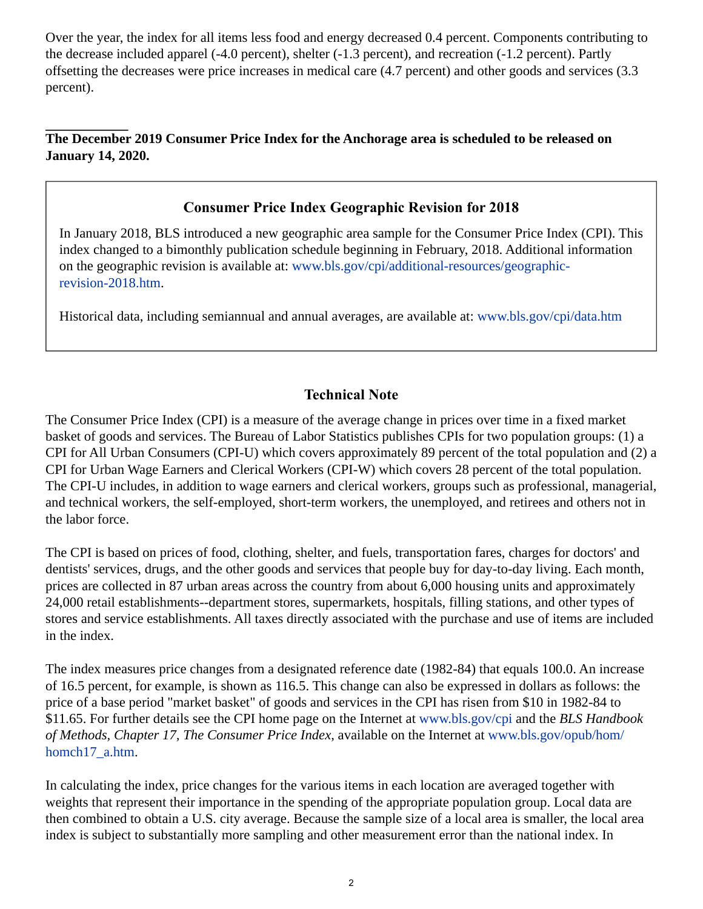Over the year, the index for all items less food and energy decreased 0.4 percent. Components contributing to the decrease included apparel (-4.0 percent), shelter (-1.3 percent), and recreation (-1.2 percent). Partly offsetting the decreases were price increases in medical care (4.7 percent) and other goods and services (3.3 percent).

---

**The December 2019 Consumer Price Index for the Anchorage area is scheduled to be released on January 14, 2020.**

> ### Consumer Price Index Geographic Revision for 2018
>
> In January 2018, BLS introduced a new geographic area sample for the Consumer Price Index (CPI). This index changed to a bimonthly publication schedule beginning in February, 2018. Additional information on the geographic revision is available at: www.bls.gov/cpi/additional-resources/geographic-revision-2018.htm.
>
> Historical data, including semiannual and annual averages, are available at: www.bls.gov/cpi/data.htm

## Technical Note

The Consumer Price Index (CPI) is a measure of the average change in prices over time in a fixed market basket of goods and services. The Bureau of Labor Statistics publishes CPIs for two population groups: (1) a CPI for All Urban Consumers (CPI-U) which covers approximately 89 percent of the total population and (2) a CPI for Urban Wage Earners and Clerical Workers (CPI-W) which covers 28 percent of the total population. The CPI-U includes, in addition to wage earners and clerical workers, groups such as professional, managerial, and technical workers, the self-employed, short-term workers, the unemployed, and retirees and others not in the labor force.

The CPI is based on prices of food, clothing, shelter, and fuels, transportation fares, charges for doctors' and dentists' services, drugs, and the other goods and services that people buy for day-to-day living. Each month, prices are collected in 87 urban areas across the country from about 6,000 housing units and approximately 24,000 retail establishments--department stores, supermarkets, hospitals, filling stations, and other types of stores and service establishments. All taxes directly associated with the purchase and use of items are included in the index.

The index measures price changes from a designated reference date (1982-84) that equals 100.0. An increase of 16.5 percent, for example, is shown as 116.5. This change can also be expressed in dollars as follows: the price of a base period "market basket" of goods and services in the CPI has risen from $10 in 1982-84 to $11.65. For further details see the CPI home page on the Internet at www.bls.gov/cpi and the *BLS Handbook of Methods, Chapter 17, The Consumer Price Index*, available on the Internet at www.bls.gov/opub/hom/homch17_a.htm.

In calculating the index, price changes for the various items in each location are averaged together with weights that represent their importance in the spending of the appropriate population group. Local data are then combined to obtain a U.S. city average. Because the sample size of a local area is smaller, the local area index is subject to substantially more sampling and other measurement error than the national index. In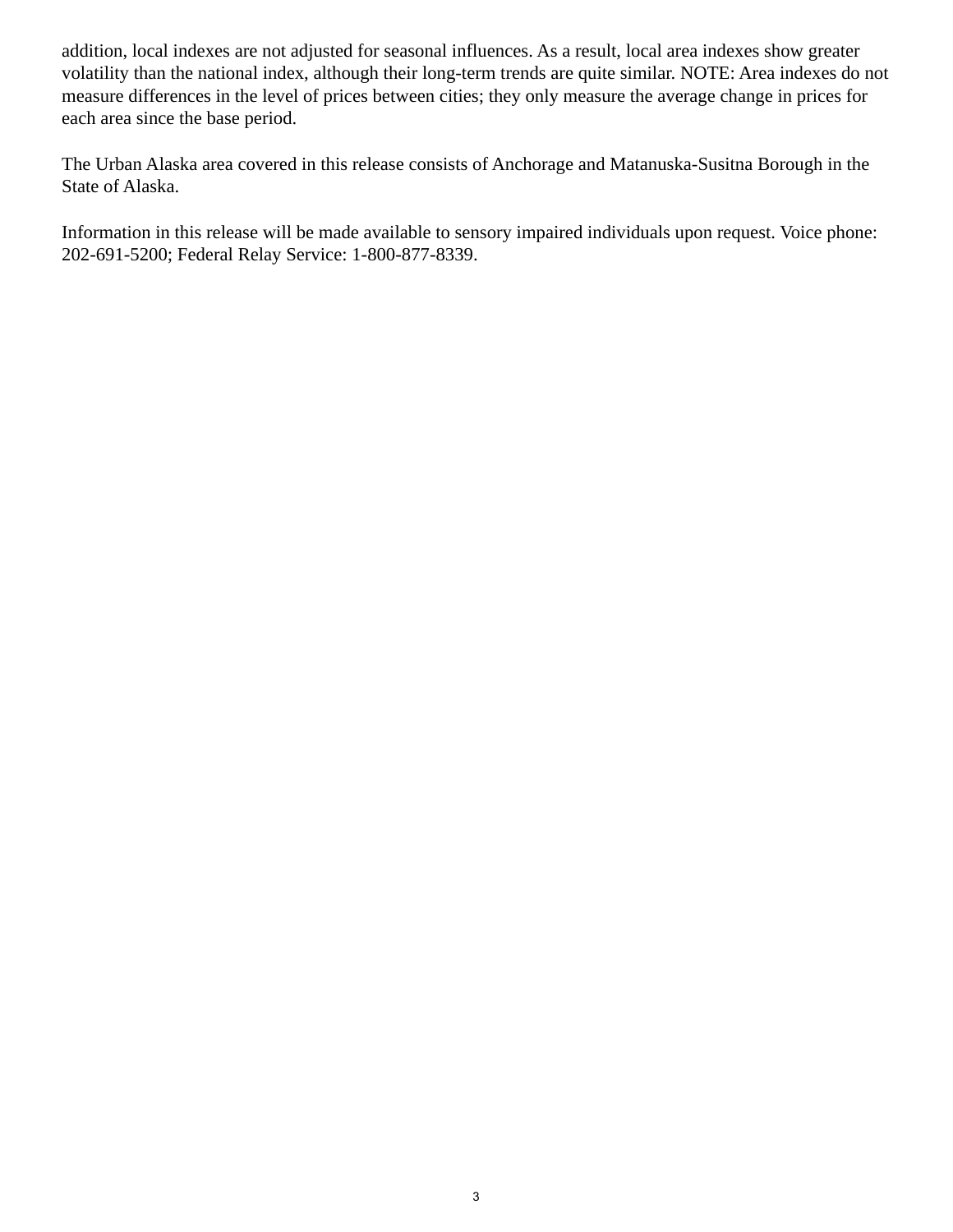addition, local indexes are not adjusted for seasonal influences. As a result, local area indexes show greater volatility than the national index, although their long-term trends are quite similar. NOTE: Area indexes do not measure differences in the level of prices between cities; they only measure the average change in prices for each area since the base period.

The Urban Alaska area covered in this release consists of Anchorage and Matanuska-Susitna Borough in the State of Alaska.

Information in this release will be made available to sensory impaired individuals upon request. Voice phone: 202-691-5200; Federal Relay Service: 1-800-877-8339.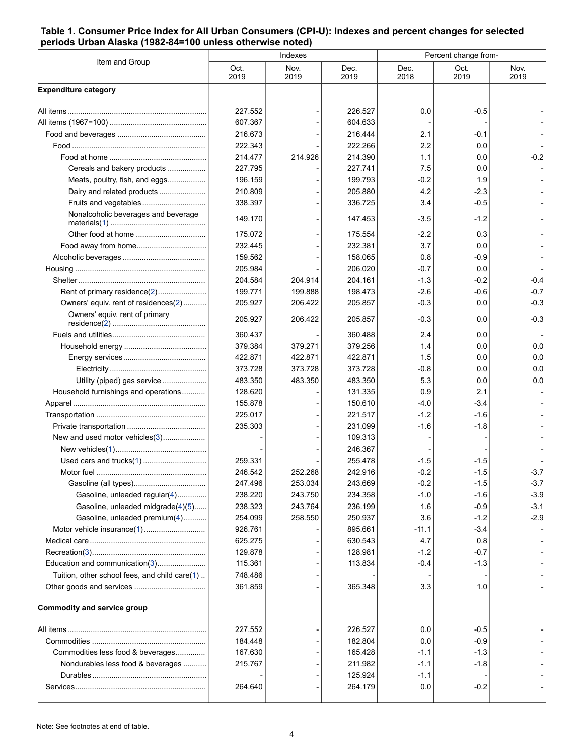**Table 1. Consumer Price Index for All Urban Consumers (CPI-U): Indexes and percent changes for selected periods Urban Alaska (1982-84=100 unless otherwise noted)**

| Item and Group | Indexes | | | Percent change from- | | |
|---|---|---|---|---|---|---|
| | Oct. 2019 | Nov. 2019 | Dec. 2019 | Dec. 2018 | Oct. 2019 | Nov. 2019 |
| **Expenditure category** | | | | | | |
| All items | 227.552 | - | 226.527 | 0.0 | -0.5 | - |
| All items (1967=100) | 607.367 | - | 604.633 | - | - | - |
| Food and beverages | 216.673 | - | 216.444 | 2.1 | -0.1 | - |
| Food | 222.343 | - | 222.266 | 2.2 | 0.0 | - |
| Food at home | 214.477 | 214.926 | 214.390 | 1.1 | 0.0 | -0.2 |
| Cereals and bakery products | 227.795 | - | 227.741 | 7.5 | 0.0 | - |
| Meats, poultry, fish, and eggs | 196.159 | - | 199.793 | -0.2 | 1.9 | - |
| Dairy and related products | 210.809 | - | 205.880 | 4.2 | -2.3 | - |
| Fruits and vegetables | 338.397 | - | 336.725 | 3.4 | -0.5 | - |
| Nonalcoholic beverages and beverage materials(1) | 149.170 | - | 147.453 | -3.5 | -1.2 | - |
| Other food at home | 175.072 | - | 175.554 | -2.2 | 0.3 | - |
| Food away from home | 232.445 | - | 232.381 | 3.7 | 0.0 | - |
| Alcoholic beverages | 159.562 | - | 158.065 | 0.8 | -0.9 | - |
| Housing | 205.984 | - | 206.020 | -0.7 | 0.0 | - |
| Shelter | 204.584 | 204.914 | 204.161 | -1.3 | -0.2 | -0.4 |
| Rent of primary residence(2) | 199.771 | 199.888 | 198.473 | -2.6 | -0.6 | -0.7 |
| Owners' equiv. rent of residences(2) | 205.927 | 206.422 | 205.857 | -0.3 | 0.0 | -0.3 |
| Owners' equiv. rent of primary residence(2) | 205.927 | 206.422 | 205.857 | -0.3 | 0.0 | -0.3 |
| Fuels and utilities | 360.437 | - | 360.488 | 2.4 | 0.0 | - |
| Household energy | 379.384 | 379.271 | 379.256 | 1.4 | 0.0 | 0.0 |
| Energy services | 422.871 | 422.871 | 422.871 | 1.5 | 0.0 | 0.0 |
| Electricity | 373.728 | 373.728 | 373.728 | -0.8 | 0.0 | 0.0 |
| Utility (piped) gas service | 483.350 | 483.350 | 483.350 | 5.3 | 0.0 | 0.0 |
| Household furnishings and operations | 128.620 | - | 131.335 | 0.9 | 2.1 | - |
| Apparel | 155.878 | - | 150.610 | -4.0 | -3.4 | - |
| Transportation | 225.017 | - | 221.517 | -1.2 | -1.6 | - |
| Private transportation | 235.303 | - | 231.099 | -1.6 | -1.8 | - |
| New and used motor vehicles(3) | - | - | 109.313 | - | - | - |
| New vehicles(1) | - | - | 246.367 | - | - | - |
| Used cars and trucks(1) | 259.331 | - | 255.478 | -1.5 | -1.5 | - |
| Motor fuel | 246.542 | 252.268 | 242.916 | -0.2 | -1.5 | -3.7 |
| Gasoline (all types) | 247.496 | 253.034 | 243.669 | -0.2 | -1.5 | -3.7 |
| Gasoline, unleaded regular(4) | 238.220 | 243.750 | 234.358 | -1.0 | -1.6 | -3.9 |
| Gasoline, unleaded midgrade(4)(5) | 238.323 | 243.764 | 236.199 | 1.6 | -0.9 | -3.1 |
| Gasoline, unleaded premium(4) | 254.099 | 258.550 | 250.937 | 3.6 | -1.2 | -2.9 |
| Motor vehicle insurance(1) | 926.761 | - | 895.661 | -11.1 | -3.4 | - |
| Medical care | 625.275 | - | 630.543 | 4.7 | 0.8 | - |
| Recreation(3) | 129.878 | - | 128.981 | -1.2 | -0.7 | - |
| Education and communication(3) | 115.361 | - | 113.834 | -0.4 | -1.3 | - |
| Tuition, other school fees, and child care(1) | 748.486 | - | - | - | - | - |
| Other goods and services | 361.859 | - | 365.348 | 3.3 | 1.0 | - |
| **Commodity and service group** | | | | | | |
| All items | 227.552 | - | 226.527 | 0.0 | -0.5 | - |
| Commodities | 184.448 | - | 182.804 | 0.0 | -0.9 | - |
| Commodities less food & beverages | 167.630 | - | 165.428 | -1.1 | -1.3 | - |
| Nondurables less food & beverages | 215.767 | - | 211.982 | -1.1 | -1.8 | - |
| Durables | - | - | 125.924 | -1.1 | - | - |
| Services | 264.640 | - | 264.179 | 0.0 | -0.2 | - |

Note: See footnotes at end of table.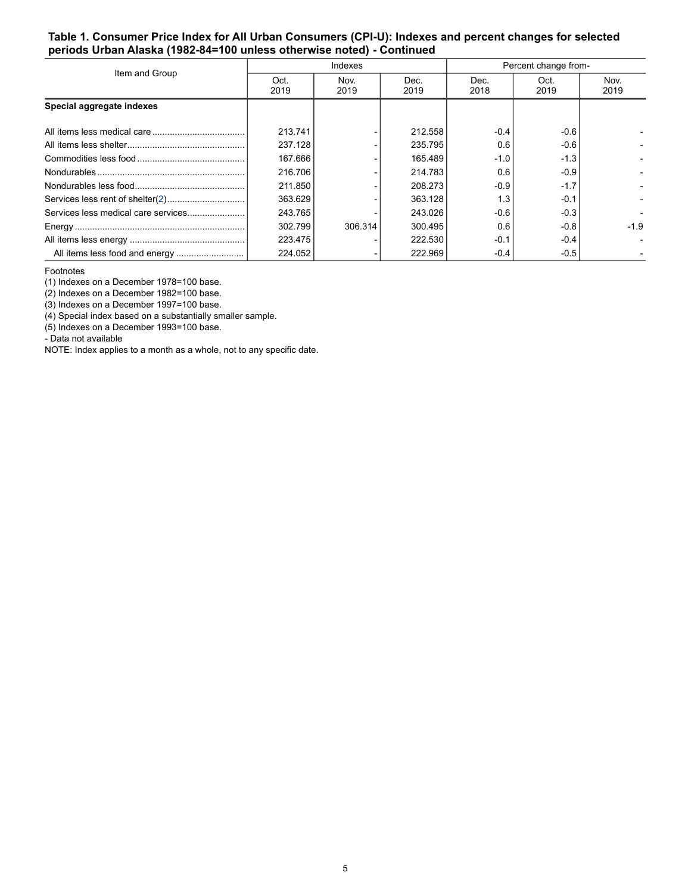## Table 1. Consumer Price Index for All Urban Consumers (CPI-U): Indexes and percent changes for selected periods Urban Alaska (1982-84=100 unless otherwise noted) - Continued

| Item and Group | Indexes | | | Percent change from- | | |
|---|---|---|---|---|---|---|
| | Oct. 2019 | Nov. 2019 | Dec. 2019 | Dec. 2018 | Oct. 2019 | Nov. 2019 |
| **Special aggregate indexes** | | | | | | |
| All items less medical care | 213.741 | - | 212.558 | -0.4 | -0.6 | - |
| All items less shelter | 237.128 | - | 235.795 | 0.6 | -0.6 | - |
| Commodities less food | 167.666 | - | 165.489 | -1.0 | -1.3 | - |
| Nondurables | 216.706 | - | 214.783 | 0.6 | -0.9 | - |
| Nondurables less food | 211.850 | - | 208.273 | -0.9 | -1.7 | - |
| Services less rent of shelter(2) | 363.629 | - | 363.128 | 1.3 | -0.1 | - |
| Services less medical care services | 243.765 | - | 243.026 | -0.6 | -0.3 | - |
| Energy | 302.799 | 306.314 | 300.495 | 0.6 | -0.8 | -1.9 |
| All items less energy | 223.475 | - | 222.530 | -0.1 | -0.4 | - |
| All items less food and energy | 224.052 | - | 222.969 | -0.4 | -0.5 | - |

Footnotes
(1) Indexes on a December 1978=100 base.
(2) Indexes on a December 1982=100 base.
(3) Indexes on a December 1997=100 base.
(4) Special index based on a substantially smaller sample.
(5) Indexes on a December 1993=100 base.
- Data not available
NOTE: Index applies to a month as a whole, not to any specific date.